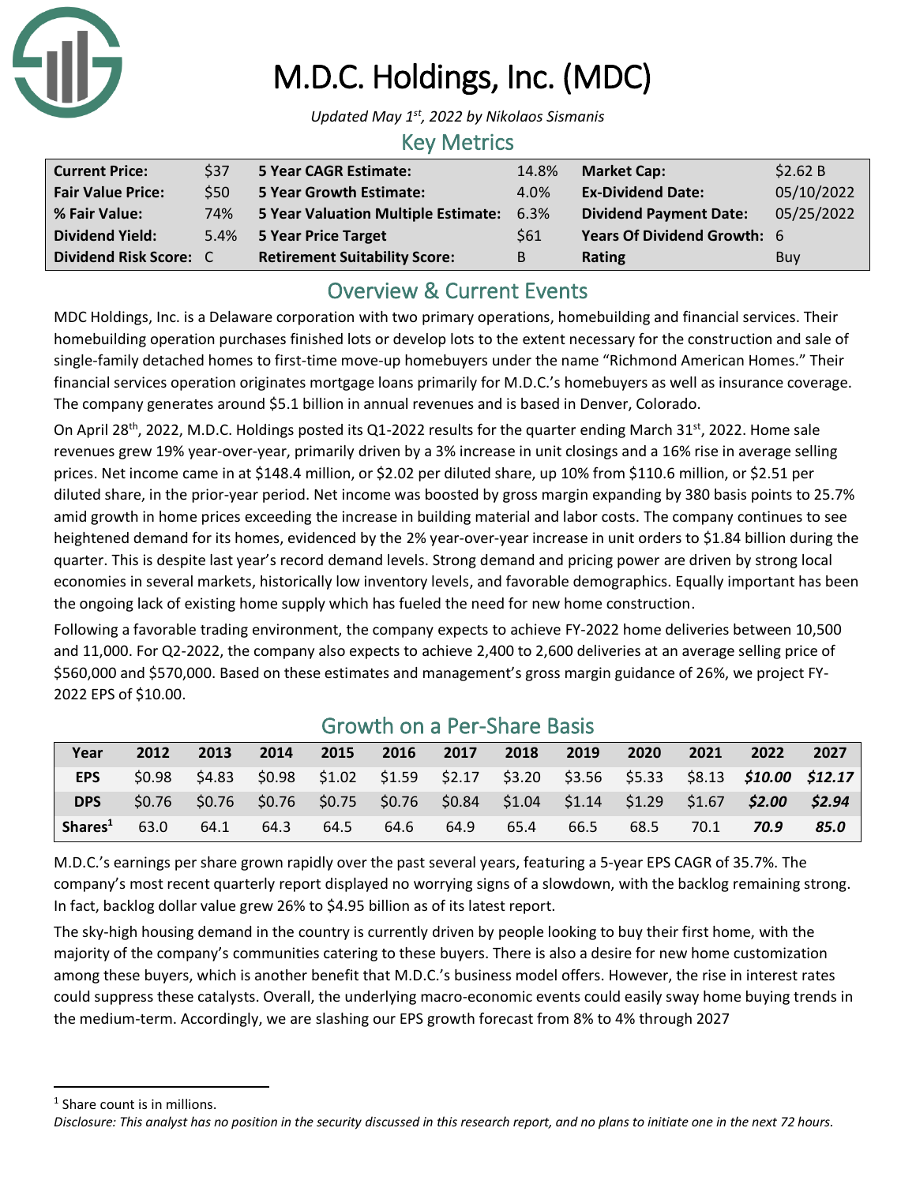# M.D.C. Holdings, Inc. (MDC)

*Updated May 1st, 2022 by Nikolaos Sismanis*

## Key Metrics

| | | | | | |
|---|---|---|---|---|---|
| **Current Price:** | $37 | **5 Year CAGR Estimate:** | 14.8% | **Market Cap:** | $2.62 B |
| **Fair Value Price:** | $50 | **5 Year Growth Estimate:** | 4.0% | **Ex-Dividend Date:** | 05/10/2022 |
| **% Fair Value:** | 74% | **5 Year Valuation Multiple Estimate:** | 6.3% | **Dividend Payment Date:** | 05/25/2022 |
| **Dividend Yield:** | 5.4% | **5 Year Price Target** | $61 | **Years Of Dividend Growth:** | 6 |
| **Dividend Risk Score:** | C | **Retirement Suitability Score:** | B | **Rating** | Buy |

## Overview & Current Events

MDC Holdings, Inc. is a Delaware corporation with two primary operations, homebuilding and financial services. Their homebuilding operation purchases finished lots or develop lots to the extent necessary for the construction and sale of single-family detached homes to first-time move-up homebuyers under the name "Richmond American Homes." Their financial services operation originates mortgage loans primarily for M.D.C.'s homebuyers as well as insurance coverage. The company generates around $5.1 billion in annual revenues and is based in Denver, Colorado.

On April 28th, 2022, M.D.C. Holdings posted its Q1-2022 results for the quarter ending March 31st, 2022. Home sale revenues grew 19% year-over-year, primarily driven by a 3% increase in unit closings and a 16% rise in average selling prices. Net income came in at $148.4 million, or $2.02 per diluted share, up 10% from $110.6 million, or $2.51 per diluted share, in the prior-year period. Net income was boosted by gross margin expanding by 380 basis points to 25.7% amid growth in home prices exceeding the increase in building material and labor costs. The company continues to see heightened demand for its homes, evidenced by the 2% year-over-year increase in unit orders to $1.84 billion during the quarter. This is despite last year's record demand levels. Strong demand and pricing power are driven by strong local economies in several markets, historically low inventory levels, and favorable demographics. Equally important has been the ongoing lack of existing home supply which has fueled the need for new home construction.

Following a favorable trading environment, the company expects to achieve FY-2022 home deliveries between 10,500 and 11,000. For Q2-2022, the company also expects to achieve 2,400 to 2,600 deliveries at an average selling price of $560,000 and $570,000. Based on these estimates and management's gross margin guidance of 26%, we project FY-2022 EPS of $10.00.

## Growth on a Per-Share Basis

| Year | 2012 | 2013 | 2014 | 2015 | 2016 | 2017 | 2018 | 2019 | 2020 | 2021 | 2022 | 2027 |
|---|---|---|---|---|---|---|---|---|---|---|---|---|
| **EPS** | $0.98 | $4.83 | $0.98 | $1.02 | $1.59 | $2.17 | $3.20 | $3.56 | $5.33 | $8.13 | ***$10.00*** | ***$12.17*** |
| **DPS** | $0.76 | $0.76 | $0.76 | $0.75 | $0.76 | $0.84 | $1.04 | $1.14 | $1.29 | $1.67 | ***$2.00*** | ***$2.94*** |
| **Shares[1]** | 63.0 | 64.1 | 64.3 | 64.5 | 64.6 | 64.9 | 65.4 | 66.5 | 68.5 | 70.1 | ***70.9*** | ***85.0*** |

M.D.C.'s earnings per share grown rapidly over the past several years, featuring a 5-year EPS CAGR of 35.7%. The company's most recent quarterly report displayed no worrying signs of a slowdown, with the backlog remaining strong. In fact, backlog dollar value grew 26% to $4.95 billion as of its latest report.

The sky-high housing demand in the country is currently driven by people looking to buy their first home, with the majority of the company's communities catering to these buyers. There is also a desire for new home customization among these buyers, which is another benefit that M.D.C.'s business model offers. However, the rise in interest rates could suppress these catalysts. Overall, the underlying macro-economic events could easily sway home buying trends in the medium-term. Accordingly, we are slashing our EPS growth forecast from 8% to 4% through 2027

[1] Share count is in millions.

*Disclosure: This analyst has no position in the security discussed in this research report, and no plans to initiate one in the next 72 hours.*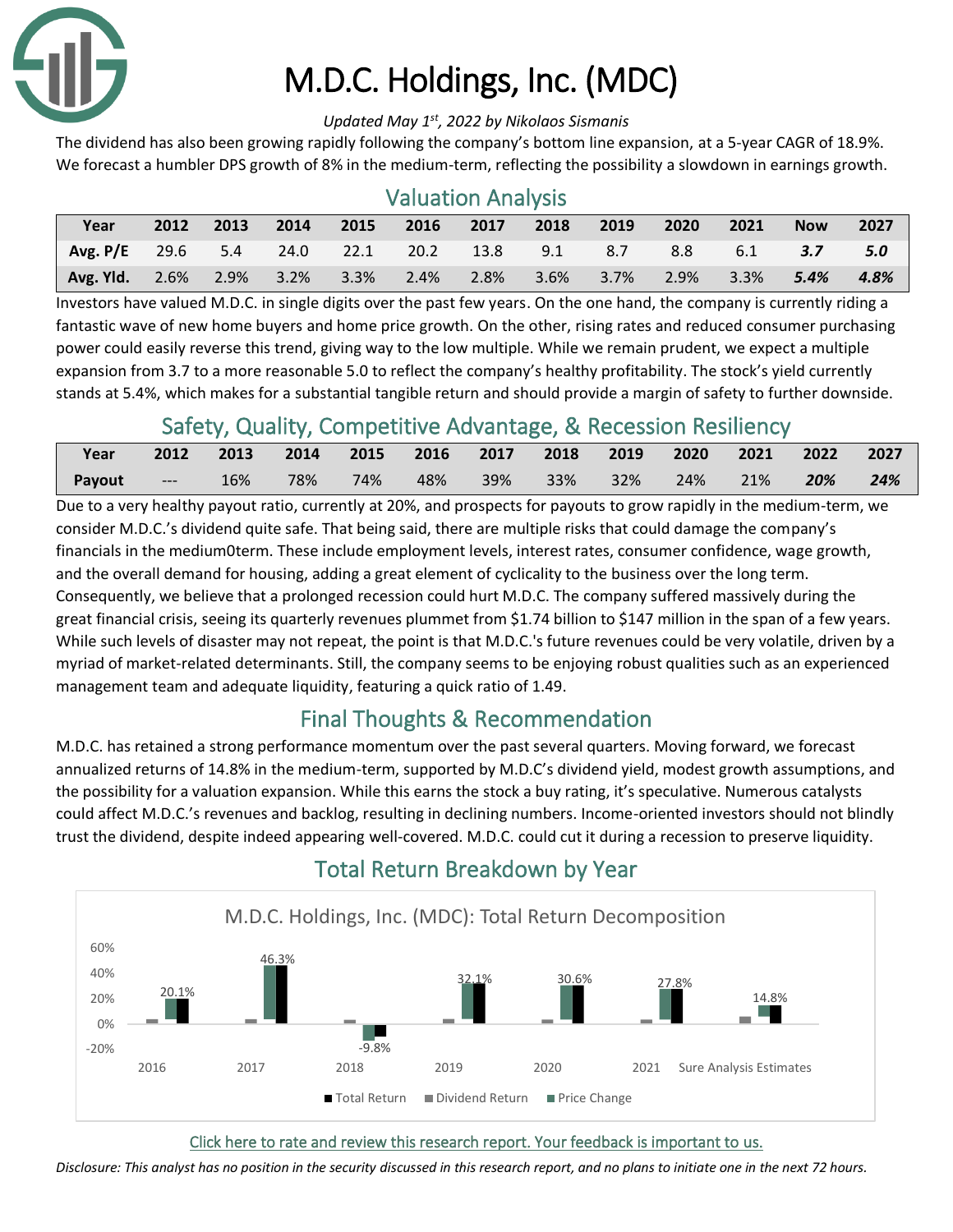# M.D.C. Holdings, Inc. (MDC)

*Updated May 1st, 2022 by Nikolaos Sismanis*

The dividend has also been growing rapidly following the company's bottom line expansion, at a 5-year CAGR of 18.9%. We forecast a humbler DPS growth of 8% in the medium-term, reflecting the possibility a slowdown in earnings growth.

## Valuation Analysis

| Year | 2012 | 2013 | 2014 | 2015 | 2016 | 2017 | 2018 | 2019 | 2020 | 2021 | Now | 2027 |
|---|---|---|---|---|---|---|---|---|---|---|---|---|
| **Avg. P/E** | 29.6 | 5.4 | 24.0 | 22.1 | 20.2 | 13.8 | 9.1 | 8.7 | 8.8 | 6.1 | ***3.7*** | ***5.0*** |
| **Avg. Yld.** | 2.6% | 2.9% | 3.2% | 3.3% | 2.4% | 2.8% | 3.6% | 3.7% | 2.9% | 3.3% | ***5.4%*** | ***4.8%*** |

Investors have valued M.D.C. in single digits over the past few years. On the one hand, the company is currently riding a fantastic wave of new home buyers and home price growth. On the other, rising rates and reduced consumer purchasing power could easily reverse this trend, giving way to the low multiple. While we remain prudent, we expect a multiple expansion from 3.7 to a more reasonable 5.0 to reflect the company's healthy profitability. The stock's yield currently stands at 5.4%, which makes for a substantial tangible return and should provide a margin of safety to further downside.

## Safety, Quality, Competitive Advantage, & Recession Resiliency

| Year | 2012 | 2013 | 2014 | 2015 | 2016 | 2017 | 2018 | 2019 | 2020 | 2021 | 2022 | 2027 |
|---|---|---|---|---|---|---|---|---|---|---|---|---|
| **Payout** | --- | 16% | 78% | 74% | 48% | 39% | 33% | 32% | 24% | 21% | ***20%*** | ***24%*** |

Due to a very healthy payout ratio, currently at 20%, and prospects for payouts to grow rapidly in the medium-term, we consider M.D.C.'s dividend quite safe. That being said, there are multiple risks that could damage the company's financials in the medium0term. These include employment levels, interest rates, consumer confidence, wage growth, and the overall demand for housing, adding a great element of cyclicality to the business over the long term. Consequently, we believe that a prolonged recession could hurt M.D.C. The company suffered massively during the great financial crisis, seeing its quarterly revenues plummet from $1.74 billion to $147 million in the span of a few years. While such levels of disaster may not repeat, the point is that M.D.C.'s future revenues could be very volatile, driven by a myriad of market-related determinants. Still, the company seems to be enjoying robust qualities such as an experienced management team and adequate liquidity, featuring a quick ratio of 1.49.

## Final Thoughts & Recommendation

M.D.C. has retained a strong performance momentum over the past several quarters. Moving forward, we forecast annualized returns of 14.8% in the medium-term, supported by M.D.C's dividend yield, modest growth assumptions, and the possibility for a valuation expansion. While this earns the stock a buy rating, it's speculative. Numerous catalysts could affect M.D.C.'s revenues and backlog, resulting in declining numbers. Income-oriented investors should not blindly trust the dividend, despite indeed appearing well-covered. M.D.C. could cut it during a recession to preserve liquidity.

## Total Return Breakdown by Year

M.D.C. Holdings, Inc. (MDC): Total Return Decomposition

| Year | Total Return |
|---|---|
| 2016 | 20.1% |
| 2017 | 46.3% |
| 2018 | -9.8% |
| 2019 | 32.1% |
| 2020 | 30.6% |
| 2021 | 27.8% |
| Sure Analysis Estimates | 14.8% |

Total Return · Dividend Return · Price Change

Click here to rate and review this research report. Your feedback is important to us.

*Disclosure: This analyst has no position in the security discussed in this research report, and no plans to initiate one in the next 72 hours.*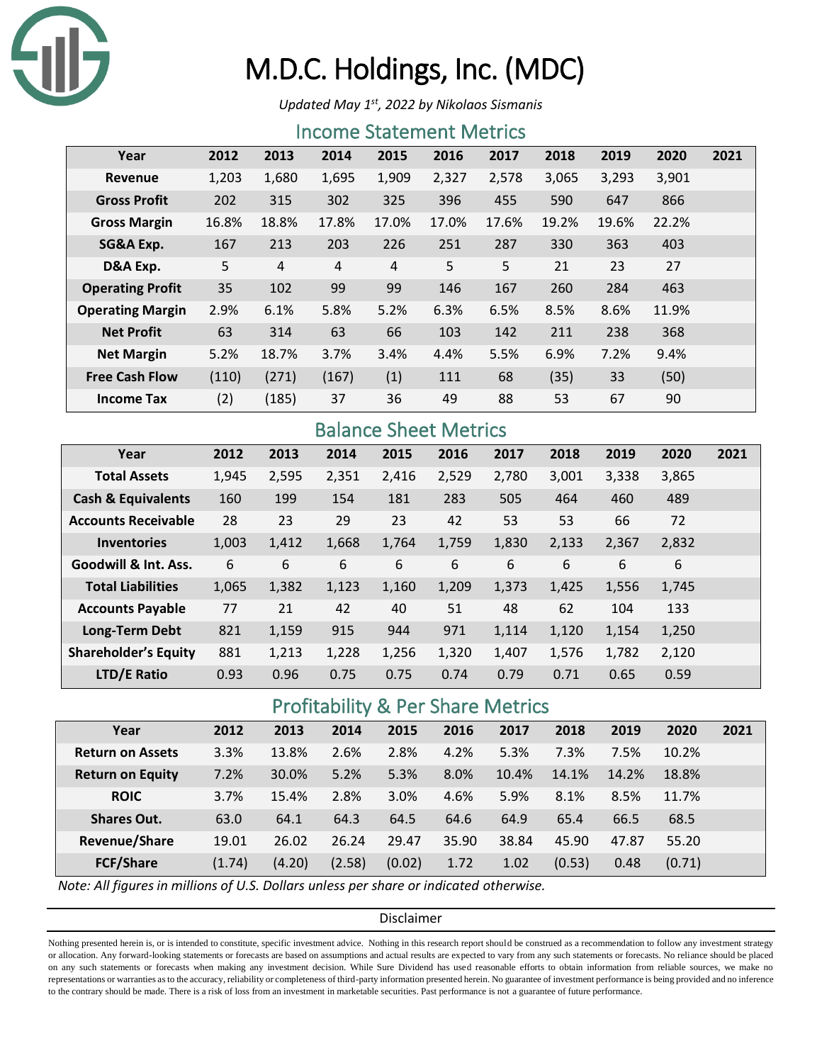# M.D.C. Holdings, Inc. (MDC)

*Updated May 1st, 2022 by Nikolaos Sismanis*

## Income Statement Metrics

| Year | 2012 | 2013 | 2014 | 2015 | 2016 | 2017 | 2018 | 2019 | 2020 | 2021 |
|---|---|---|---|---|---|---|---|---|---|---|
| Revenue | 1,203 | 1,680 | 1,695 | 1,909 | 2,327 | 2,578 | 3,065 | 3,293 | 3,901 | |
| Gross Profit | 202 | 315 | 302 | 325 | 396 | 455 | 590 | 647 | 866 | |
| Gross Margin | 16.8% | 18.8% | 17.8% | 17.0% | 17.0% | 17.6% | 19.2% | 19.6% | 22.2% | |
| SG&A Exp. | 167 | 213 | 203 | 226 | 251 | 287 | 330 | 363 | 403 | |
| D&A Exp. | 5 | 4 | 4 | 4 | 5 | 5 | 21 | 23 | 27 | |
| Operating Profit | 35 | 102 | 99 | 99 | 146 | 167 | 260 | 284 | 463 | |
| Operating Margin | 2.9% | 6.1% | 5.8% | 5.2% | 6.3% | 6.5% | 8.5% | 8.6% | 11.9% | |
| Net Profit | 63 | 314 | 63 | 66 | 103 | 142 | 211 | 238 | 368 | |
| Net Margin | 5.2% | 18.7% | 3.7% | 3.4% | 4.4% | 5.5% | 6.9% | 7.2% | 9.4% | |
| Free Cash Flow | (110) | (271) | (167) | (1) | 111 | 68 | (35) | 33 | (50) | |
| Income Tax | (2) | (185) | 37 | 36 | 49 | 88 | 53 | 67 | 90 | |

## Balance Sheet Metrics

| Year | 2012 | 2013 | 2014 | 2015 | 2016 | 2017 | 2018 | 2019 | 2020 | 2021 |
|---|---|---|---|---|---|---|---|---|---|---|
| Total Assets | 1,945 | 2,595 | 2,351 | 2,416 | 2,529 | 2,780 | 3,001 | 3,338 | 3,865 | |
| Cash & Equivalents | 160 | 199 | 154 | 181 | 283 | 505 | 464 | 460 | 489 | |
| Accounts Receivable | 28 | 23 | 29 | 23 | 42 | 53 | 53 | 66 | 72 | |
| Inventories | 1,003 | 1,412 | 1,668 | 1,764 | 1,759 | 1,830 | 2,133 | 2,367 | 2,832 | |
| Goodwill & Int. Ass. | 6 | 6 | 6 | 6 | 6 | 6 | 6 | 6 | 6 | |
| Total Liabilities | 1,065 | 1,382 | 1,123 | 1,160 | 1,209 | 1,373 | 1,425 | 1,556 | 1,745 | |
| Accounts Payable | 77 | 21 | 42 | 40 | 51 | 48 | 62 | 104 | 133 | |
| Long-Term Debt | 821 | 1,159 | 915 | 944 | 971 | 1,114 | 1,120 | 1,154 | 1,250 | |
| Shareholder's Equity | 881 | 1,213 | 1,228 | 1,256 | 1,320 | 1,407 | 1,576 | 1,782 | 2,120 | |
| LTD/E Ratio | 0.93 | 0.96 | 0.75 | 0.75 | 0.74 | 0.79 | 0.71 | 0.65 | 0.59 | |

## Profitability & Per Share Metrics

| Year | 2012 | 2013 | 2014 | 2015 | 2016 | 2017 | 2018 | 2019 | 2020 | 2021 |
|---|---|---|---|---|---|---|---|---|---|---|
| Return on Assets | 3.3% | 13.8% | 2.6% | 2.8% | 4.2% | 5.3% | 7.3% | 7.5% | 10.2% | |
| Return on Equity | 7.2% | 30.0% | 5.2% | 5.3% | 8.0% | 10.4% | 14.1% | 14.2% | 18.8% | |
| ROIC | 3.7% | 15.4% | 2.8% | 3.0% | 4.6% | 5.9% | 8.1% | 8.5% | 11.7% | |
| Shares Out. | 63.0 | 64.1 | 64.3 | 64.5 | 64.6 | 64.9 | 65.4 | 66.5 | 68.5 | |
| Revenue/Share | 19.01 | 26.02 | 26.24 | 29.47 | 35.90 | 38.84 | 45.90 | 47.87 | 55.20 | |
| FCF/Share | (1.74) | (4.20) | (2.58) | (0.02) | 1.72 | 1.02 | (0.53) | 0.48 | (0.71) | |

*Note: All figures in millions of U.S. Dollars unless per share or indicated otherwise.*

Disclaimer

Nothing presented herein is, or is intended to constitute, specific investment advice. Nothing in this research report should be construed as a recommendation to follow any investment strategy or allocation. Any forward-looking statements or forecasts are based on assumptions and actual results are expected to vary from any such statements or forecasts. No reliance should be placed on any such statements or forecasts when making any investment decision. While Sure Dividend has used reasonable efforts to obtain information from reliable sources, we make no representations or warranties as to the accuracy, reliability or completeness of third-party information presented herein. No guarantee of investment performance is being provided and no inference to the contrary should be made. There is a risk of loss from an investment in marketable securities. Past performance is not a guarantee of future performance.